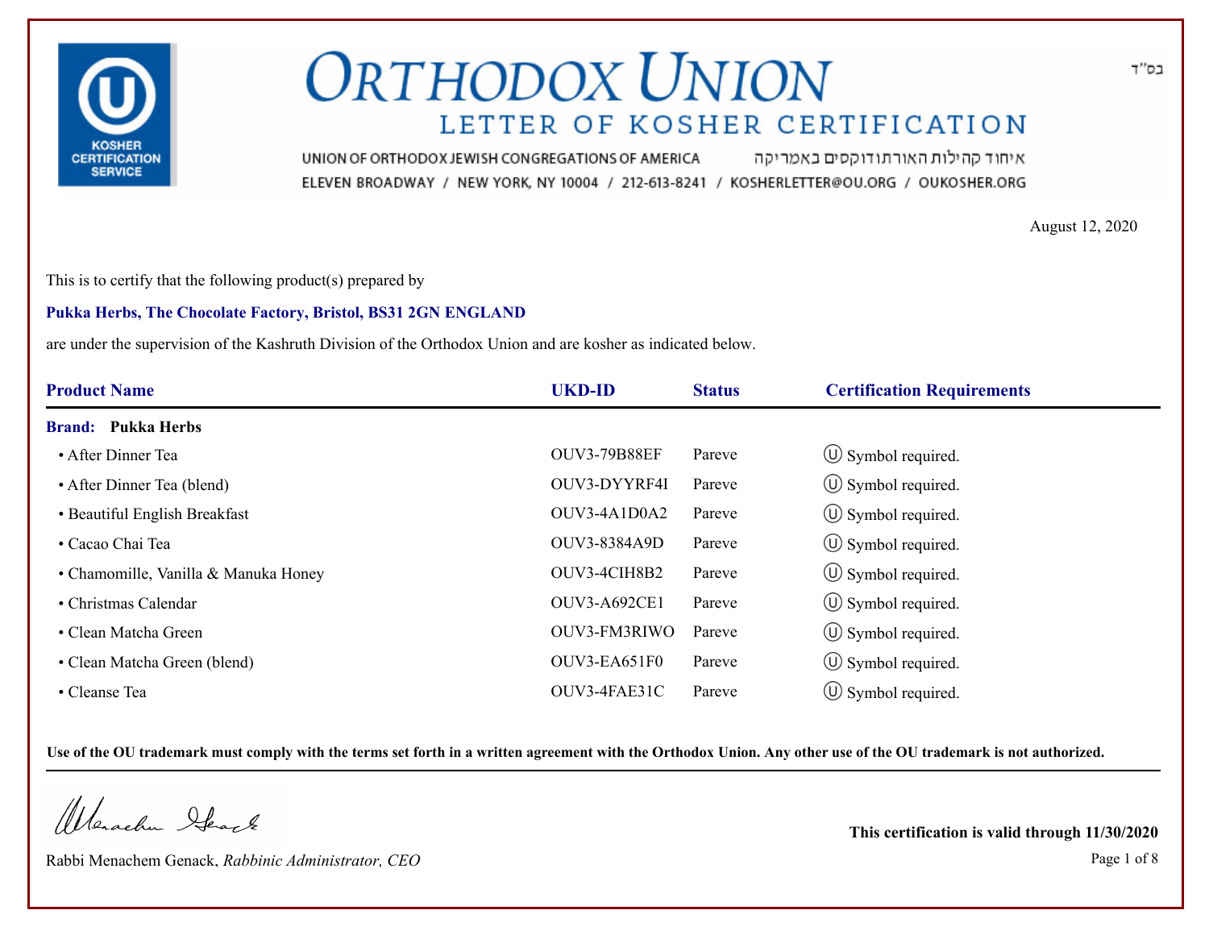בס"ד

# ORTHODOX UNION

## LETTER OF KOSHER CERTIFICATION

UNION OF ORTHODOX JEWISH CONGREGATIONS OF AMERICA איחוד קהילות האורתודוקסים באמריקה

ELEVEN BROADWAY / NEW YORK, NY 10004 / 212-613-8241 / KOSHERLETTER@OU.ORG / OUKOSHER.ORG

August 12, 2020

This is to certify that the following product(s) prepared by

**Pukka Herbs, The Chocolate Factory, Bristol, BS31 2GN ENGLAND**

are under the supervision of the Kashruth Division of the Orthodox Union and are kosher as indicated below.

| Product Name | UKD-ID | Status | Certification Requirements |
|---|---|---|---|
| **Brand: Pukka Herbs** | | | |
| • After Dinner Tea | OUV3-79B88EF | Pareve | Ⓤ Symbol required. |
| • After Dinner Tea (blend) | OUV3-DYYRF4I | Pareve | Ⓤ Symbol required. |
| • Beautiful English Breakfast | OUV3-4A1D0A2 | Pareve | Ⓤ Symbol required. |
| • Cacao Chai Tea | OUV3-8384A9D | Pareve | Ⓤ Symbol required. |
| • Chamomille, Vanilla & Manuka Honey | OUV3-4CIH8B2 | Pareve | Ⓤ Symbol required. |
| • Christmas Calendar | OUV3-A692CE1 | Pareve | Ⓤ Symbol required. |
| • Clean Matcha Green | OUV3-FM3RIWO | Pareve | Ⓤ Symbol required. |
| • Clean Matcha Green (blend) | OUV3-EA651F0 | Pareve | Ⓤ Symbol required. |
| • Cleanse Tea | OUV3-4FAE31C | Pareve | Ⓤ Symbol required. |

**Use of the OU trademark must comply with the terms set forth in a written agreement with the Orthodox Union. Any other use of the OU trademark is not authorized.**

Rabbi Menachem Genack, *Rabbinic Administrator, CEO*

**This certification is valid through 11/30/2020**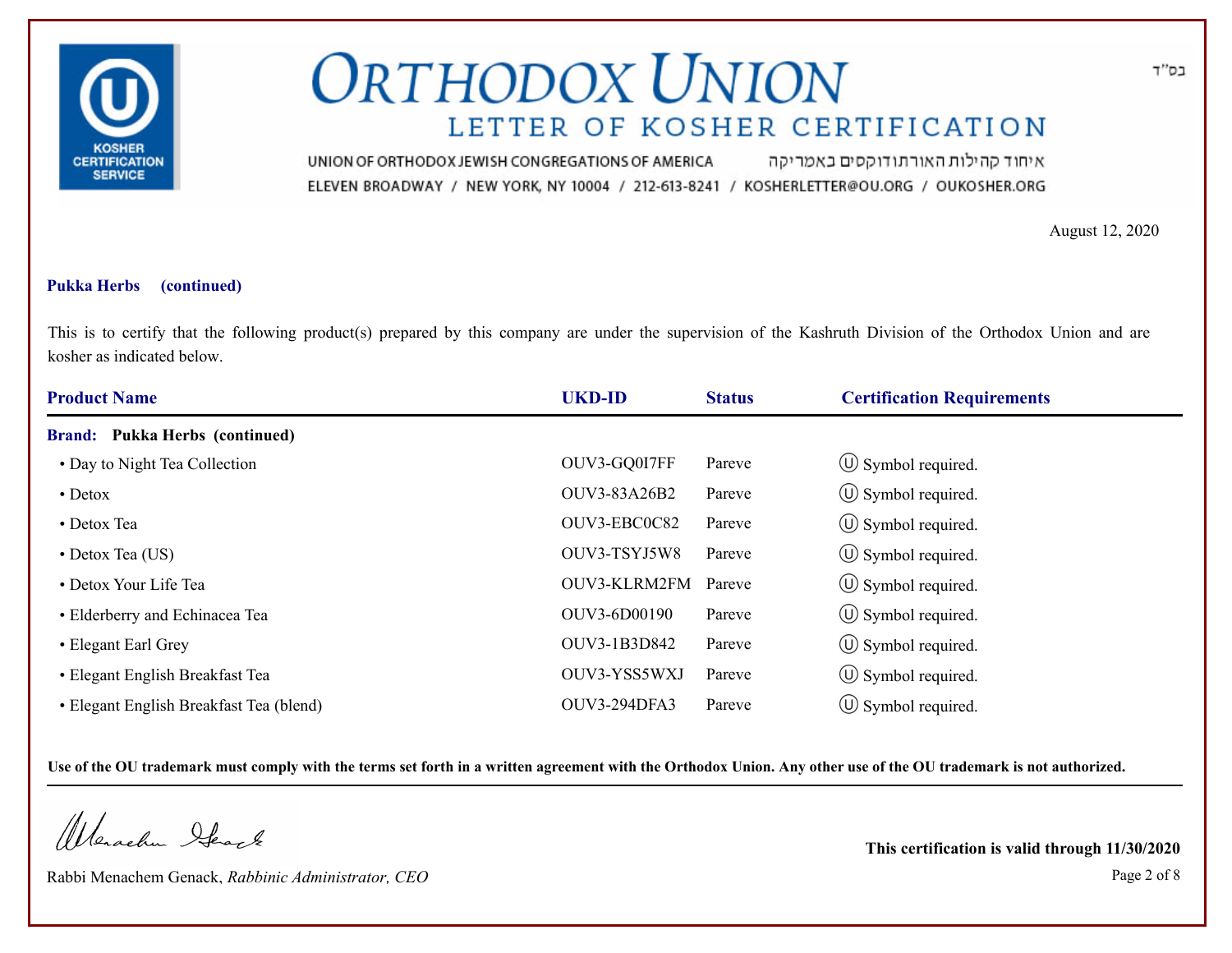בס"ד

# ORTHODOX UNION

## LETTER OF KOSHER CERTIFICATION

UNION OF ORTHODOX JEWISH CONGREGATIONS OF AMERICA איחוד קהילות האורתודוקסים באמריקה

ELEVEN BROADWAY / NEW YORK, NY 10004 / 212-613-8241 / KOSHERLETTER@OU.ORG / OUKOSHER.ORG

August 12, 2020

**Pukka Herbs (continued)**

This is to certify that the following product(s) prepared by this company are under the supervision of the Kashruth Division of the Orthodox Union and are kosher as indicated below.

| Product Name | UKD-ID | Status | Certification Requirements |
|---|---|---|---|
| **Brand: Pukka Herbs (continued)** | | | |
| • Day to Night Tea Collection | OUV3-GQ0I7FF | Pareve | Ⓤ Symbol required. |
| • Detox | OUV3-83A26B2 | Pareve | Ⓤ Symbol required. |
| • Detox Tea | OUV3-EBC0C82 | Pareve | Ⓤ Symbol required. |
| • Detox Tea (US) | OUV3-TSYJ5W8 | Pareve | Ⓤ Symbol required. |
| • Detox Your Life Tea | OUV3-KLRM2FM | Pareve | Ⓤ Symbol required. |
| • Elderberry and Echinacea Tea | OUV3-6D00190 | Pareve | Ⓤ Symbol required. |
| • Elegant Earl Grey | OUV3-1B3D842 | Pareve | Ⓤ Symbol required. |
| • Elegant English Breakfast Tea | OUV3-YSS5WXJ | Pareve | Ⓤ Symbol required. |
| • Elegant English Breakfast Tea (blend) | OUV3-294DFA3 | Pareve | Ⓤ Symbol required. |

**Use of the OU trademark must comply with the terms set forth in a written agreement with the Orthodox Union. Any other use of the OU trademark is not authorized.**

Rabbi Menachem Genack, *Rabbinic Administrator, CEO*

**This certification is valid through 11/30/2020**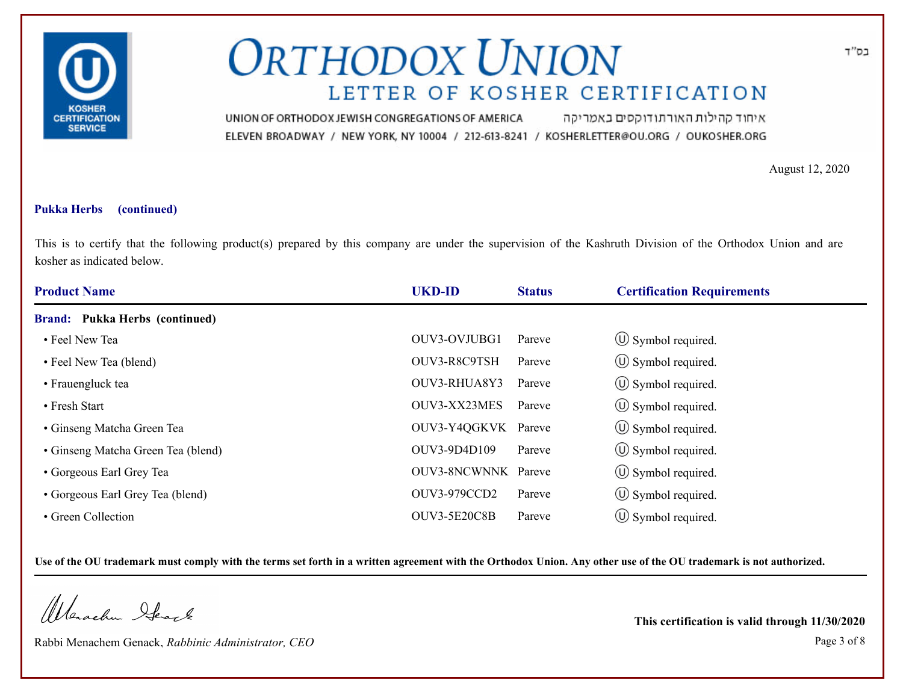בס"ד

# ORTHODOX UNION

## LETTER OF KOSHER CERTIFICATION

UNION OF ORTHODOX JEWISH CONGREGATIONS OF AMERICA איחוד קהילות האורתודוקסים באמריקה

ELEVEN BROADWAY / NEW YORK, NY 10004 / 212-613-8241 / KOSHERLETTER@OU.ORG / OUKOSHER.ORG

August 12, 2020

**Pukka Herbs (continued)**

This is to certify that the following product(s) prepared by this company are under the supervision of the Kashruth Division of the Orthodox Union and are kosher as indicated below.

| Product Name | UKD-ID | Status | Certification Requirements |
| --- | --- | --- | --- |
| **Brand: Pukka Herbs (continued)** | | | |
| • Feel New Tea | OUV3-OVJUBG1 | Pareve | Ⓤ Symbol required. |
| • Feel New Tea (blend) | OUV3-R8C9TSH | Pareve | Ⓤ Symbol required. |
| • Frauengluck tea | OUV3-RHUA8Y3 | Pareve | Ⓤ Symbol required. |
| • Fresh Start | OUV3-XX23MES | Pareve | Ⓤ Symbol required. |
| • Ginseng Matcha Green Tea | OUV3-Y4QGKVK | Pareve | Ⓤ Symbol required. |
| • Ginseng Matcha Green Tea (blend) | OUV3-9D4D109 | Pareve | Ⓤ Symbol required. |
| • Gorgeous Earl Grey Tea | OUV3-8NCWNNK | Pareve | Ⓤ Symbol required. |
| • Gorgeous Earl Grey Tea (blend) | OUV3-979CCD2 | Pareve | Ⓤ Symbol required. |
| • Green Collection | OUV3-5E20C8B | Pareve | Ⓤ Symbol required. |

**Use of the OU trademark must comply with the terms set forth in a written agreement with the Orthodox Union. Any other use of the OU trademark is not authorized.**

Rabbi Menachem Genack, *Rabbinic Administrator, CEO*

**This certification is valid through 11/30/2020**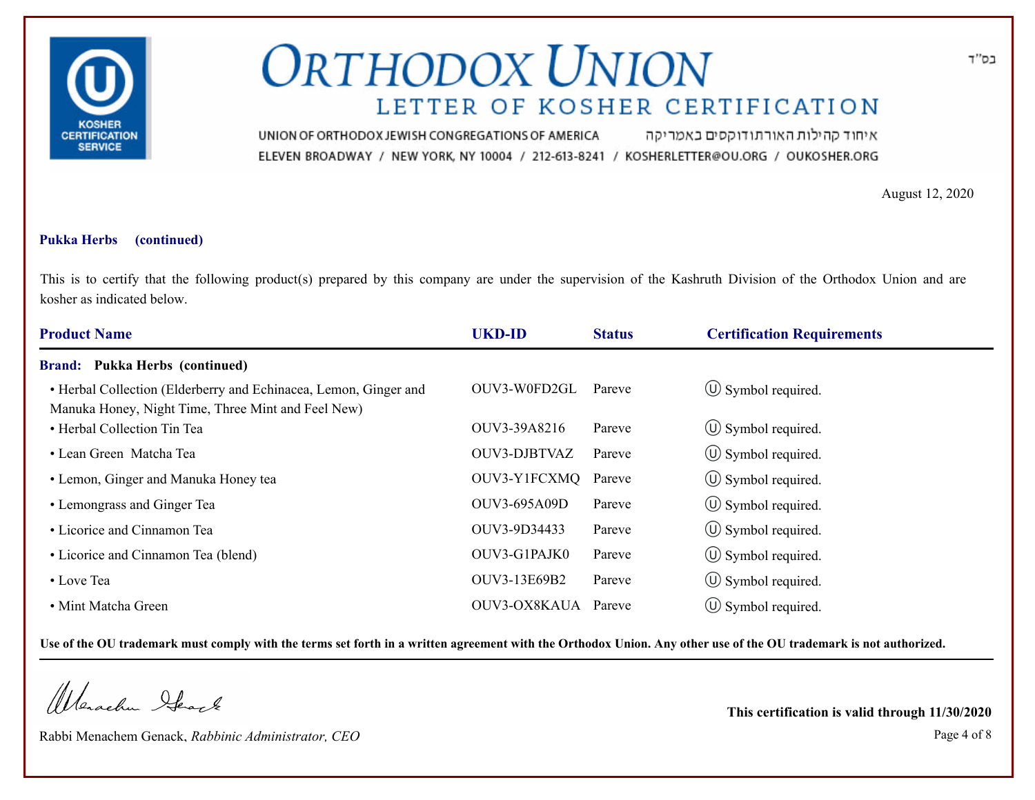בס"ד

# ORTHODOX UNION

## LETTER OF KOSHER CERTIFICATION

UNION OF ORTHODOX JEWISH CONGREGATIONS OF AMERICA איחוד קהילות האורתודוקסים באמריקה

ELEVEN BROADWAY / NEW YORK, NY 10004 / 212-613-8241 / KOSHERLETTER@OU.ORG / OUKOSHER.ORG

August 12, 2020

**Pukka Herbs (continued)**

This is to certify that the following product(s) prepared by this company are under the supervision of the Kashruth Division of the Orthodox Union and are kosher as indicated below.

| Product Name | UKD-ID | Status | Certification Requirements |
|---|---|---|---|
| **Brand: Pukka Herbs (continued)** | | | |
| • Herbal Collection (Elderberry and Echinacea, Lemon, Ginger and Manuka Honey, Night Time, Three Mint and Feel New) | OUV3-W0FD2GL | Pareve | Ⓤ Symbol required. |
| • Herbal Collection Tin Tea | OUV3-39A8216 | Pareve | Ⓤ Symbol required. |
| • Lean Green Matcha Tea | OUV3-DJBTVAZ | Pareve | Ⓤ Symbol required. |
| • Lemon, Ginger and Manuka Honey tea | OUV3-Y1FCXMQ | Pareve | Ⓤ Symbol required. |
| • Lemongrass and Ginger Tea | OUV3-695A09D | Pareve | Ⓤ Symbol required. |
| • Licorice and Cinnamon Tea | OUV3-9D34433 | Pareve | Ⓤ Symbol required. |
| • Licorice and Cinnamon Tea (blend) | OUV3-G1PAJK0 | Pareve | Ⓤ Symbol required. |
| • Love Tea | OUV3-13E69B2 | Pareve | Ⓤ Symbol required. |
| • Mint Matcha Green | OUV3-OX8KAUA | Pareve | Ⓤ Symbol required. |

**Use of the OU trademark must comply with the terms set forth in a written agreement with the Orthodox Union. Any other use of the OU trademark is not authorized.**

Rabbi Menachem Genack, *Rabbinic Administrator, CEO*

**This certification is valid through 11/30/2020**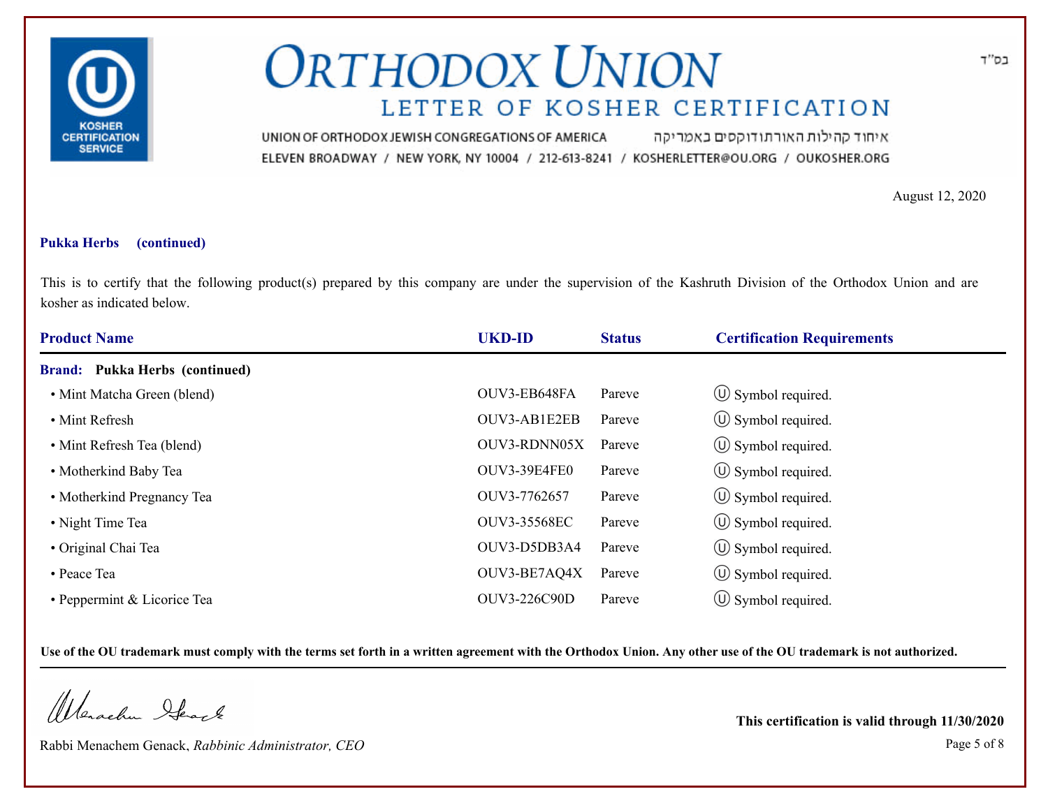בס"ד

# ORTHODOX UNION

## LETTER OF KOSHER CERTIFICATION

UNION OF ORTHODOX JEWISH CONGREGATIONS OF AMERICA איחוד קהילות האורתודוקסים באמריקה

ELEVEN BROADWAY / NEW YORK, NY 10004 / 212-613-8241 / KOSHERLETTER@OU.ORG / OUKOSHER.ORG

August 12, 2020

**Pukka Herbs (continued)**

This is to certify that the following product(s) prepared by this company are under the supervision of the Kashruth Division of the Orthodox Union and are kosher as indicated below.

| Product Name | UKD-ID | Status | Certification Requirements |
|---|---|---|---|
| **Brand: Pukka Herbs (continued)** | | | |
| • Mint Matcha Green (blend) | OUV3-EB648FA | Pareve | Ⓤ Symbol required. |
| • Mint Refresh | OUV3-AB1E2EB | Pareve | Ⓤ Symbol required. |
| • Mint Refresh Tea (blend) | OUV3-RDNN05X | Pareve | Ⓤ Symbol required. |
| • Motherkind Baby Tea | OUV3-39E4FE0 | Pareve | Ⓤ Symbol required. |
| • Motherkind Pregnancy Tea | OUV3-7762657 | Pareve | Ⓤ Symbol required. |
| • Night Time Tea | OUV3-35568EC | Pareve | Ⓤ Symbol required. |
| • Original Chai Tea | OUV3-D5DB3A4 | Pareve | Ⓤ Symbol required. |
| • Peace Tea | OUV3-BE7AQ4X | Pareve | Ⓤ Symbol required. |
| • Peppermint & Licorice Tea | OUV3-226C90D | Pareve | Ⓤ Symbol required. |

**Use of the OU trademark must comply with the terms set forth in a written agreement with the Orthodox Union. Any other use of the OU trademark is not authorized.**

Rabbi Menachem Genack, *Rabbinic Administrator, CEO*

**This certification is valid through 11/30/2020**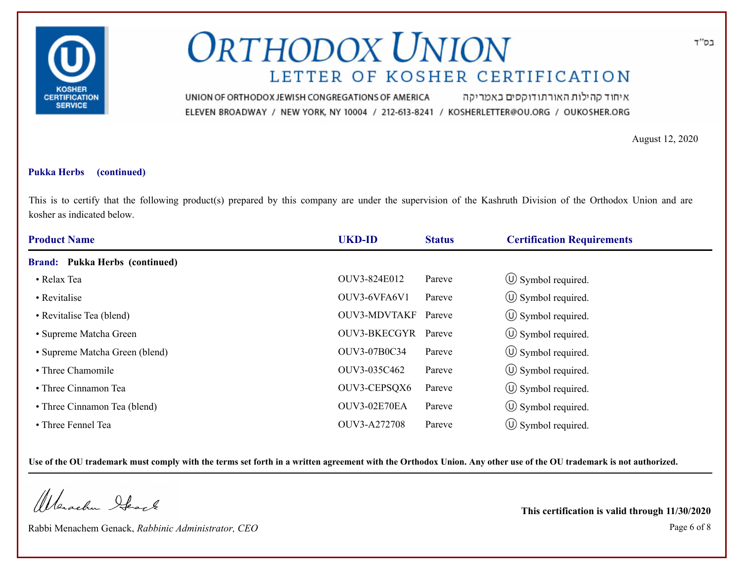בס"ד

# ORTHODOX UNION

## LETTER OF KOSHER CERTIFICATION

UNION OF ORTHODOX JEWISH CONGREGATIONS OF AMERICA איחוד קהילות האורתודוקסים באמריקה

ELEVEN BROADWAY / NEW YORK, NY 10004 / 212-613-8241 / KOSHERLETTER@OU.ORG / OUKOSHER.ORG

August 12, 2020

**Pukka Herbs (continued)**

This is to certify that the following product(s) prepared by this company are under the supervision of the Kashruth Division of the Orthodox Union and are kosher as indicated below.

| Product Name | UKD-ID | Status | Certification Requirements |
|---|---|---|---|
| **Brand: Pukka Herbs (continued)** | | | |
| • Relax Tea | OUV3-824E012 | Pareve | Ⓤ Symbol required. |
| • Revitalise | OUV3-6VFA6V1 | Pareve | Ⓤ Symbol required. |
| • Revitalise Tea (blend) | OUV3-MDVTAKF | Pareve | Ⓤ Symbol required. |
| • Supreme Matcha Green | OUV3-BKECGYR | Pareve | Ⓤ Symbol required. |
| • Supreme Matcha Green (blend) | OUV3-07B0C34 | Pareve | Ⓤ Symbol required. |
| • Three Chamomile | OUV3-035C462 | Pareve | Ⓤ Symbol required. |
| • Three Cinnamon Tea | OUV3-CEPSQX6 | Pareve | Ⓤ Symbol required. |
| • Three Cinnamon Tea (blend) | OUV3-02E70EA | Pareve | Ⓤ Symbol required. |
| • Three Fennel Tea | OUV3-A272708 | Pareve | Ⓤ Symbol required. |

**Use of the OU trademark must comply with the terms set forth in a written agreement with the Orthodox Union. Any other use of the OU trademark is not authorized.**

Rabbi Menachem Genack, *Rabbinic Administrator, CEO*

**This certification is valid through 11/30/2020**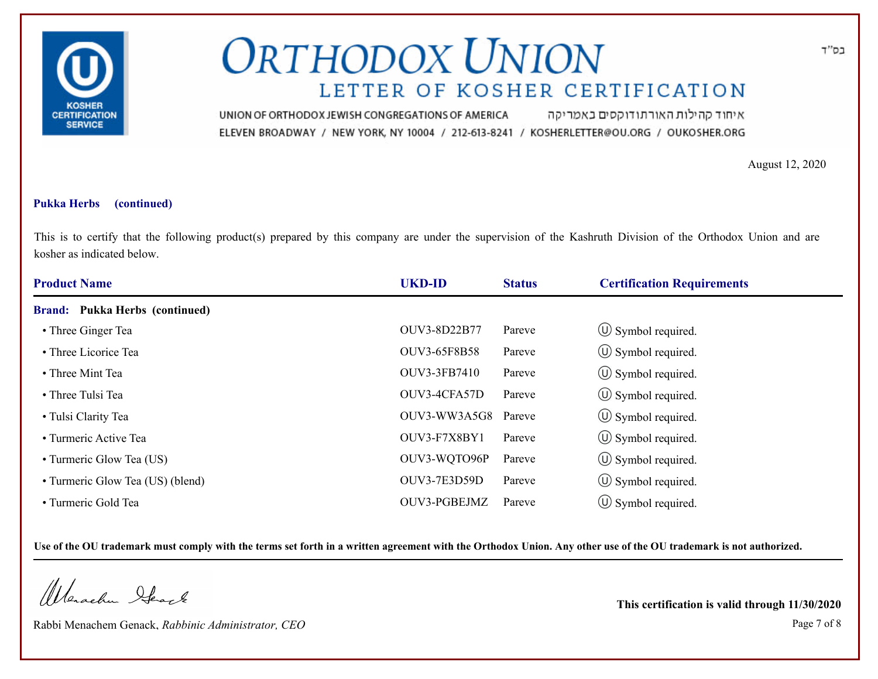בס"ד

# ORTHODOX UNION

## LETTER OF KOSHER CERTIFICATION

UNION OF ORTHODOX JEWISH CONGREGATIONS OF AMERICA איחוד קהילות האורתודוקסים באמריקה

ELEVEN BROADWAY / NEW YORK, NY 10004 / 212-613-8241 / KOSHERLETTER@OU.ORG / OUKOSHER.ORG

August 12, 2020

**Pukka Herbs (continued)**

This is to certify that the following product(s) prepared by this company are under the supervision of the Kashruth Division of the Orthodox Union and are kosher as indicated below.

| Product Name | UKD-ID | Status | Certification Requirements |
|---|---|---|---|
| **Brand: Pukka Herbs (continued)** | | | |
| • Three Ginger Tea | OUV3-8D22B77 | Pareve | Ⓤ Symbol required. |
| • Three Licorice Tea | OUV3-65F8B58 | Pareve | Ⓤ Symbol required. |
| • Three Mint Tea | OUV3-3FB7410 | Pareve | Ⓤ Symbol required. |
| • Three Tulsi Tea | OUV3-4CFA57D | Pareve | Ⓤ Symbol required. |
| • Tulsi Clarity Tea | OUV3-WW3A5G8 | Pareve | Ⓤ Symbol required. |
| • Turmeric Active Tea | OUV3-F7X8BY1 | Pareve | Ⓤ Symbol required. |
| • Turmeric Glow Tea (US) | OUV3-WQTO96P | Pareve | Ⓤ Symbol required. |
| • Turmeric Glow Tea (US) (blend) | OUV3-7E3D59D | Pareve | Ⓤ Symbol required. |
| • Turmeric Gold Tea | OUV3-PGBEJMZ | Pareve | Ⓤ Symbol required. |

**Use of the OU trademark must comply with the terms set forth in a written agreement with the Orthodox Union. Any other use of the OU trademark is not authorized.**

Rabbi Menachem Genack, *Rabbinic Administrator, CEO*

**This certification is valid through 11/30/2020**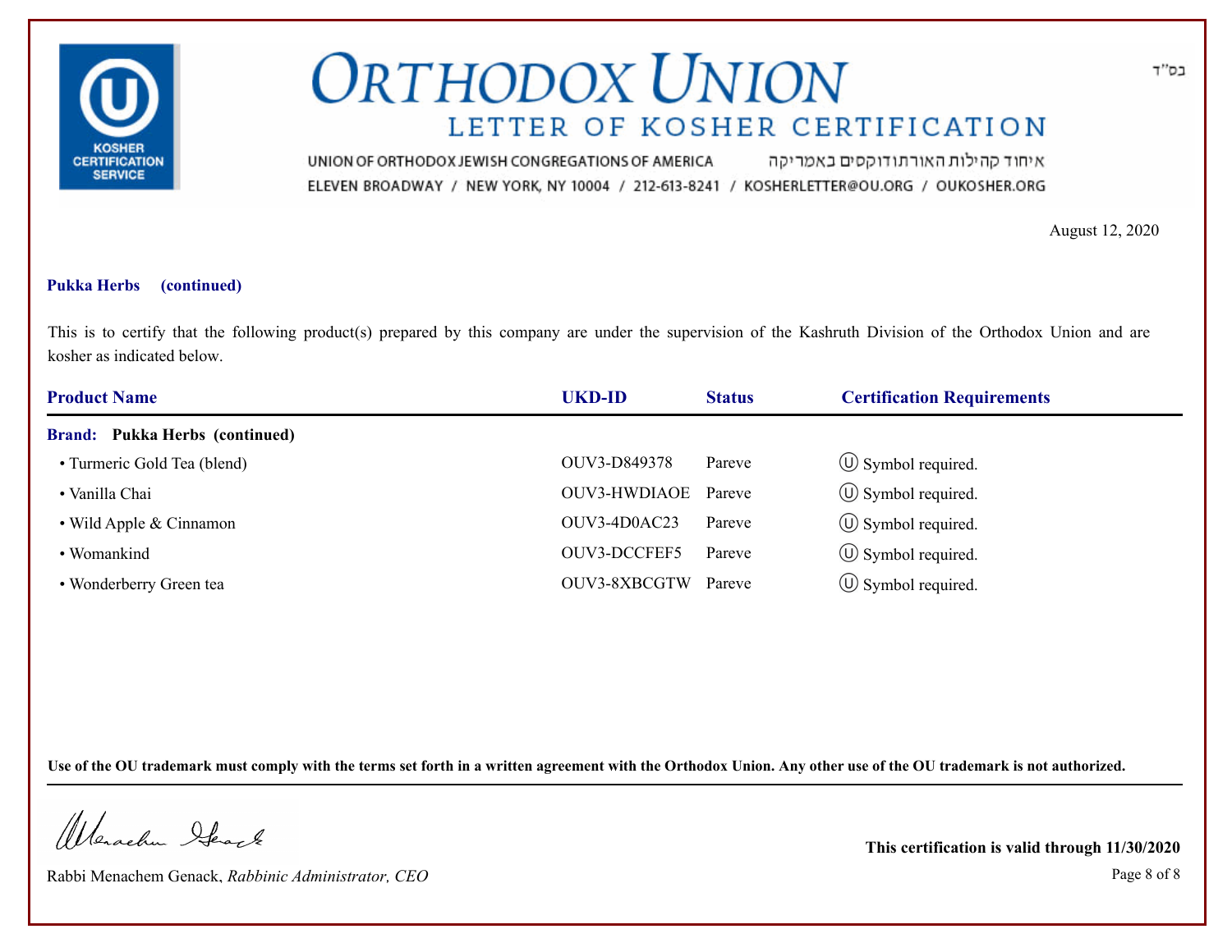בס"ד

# ORTHODOX UNION

## LETTER OF KOSHER CERTIFICATION

UNION OF ORTHODOX JEWISH CONGREGATIONS OF AMERICA איחוד קהילות האורתודוקסים באמריקה

ELEVEN BROADWAY / NEW YORK, NY 10004 / 212-613-8241 / KOSHERLETTER@OU.ORG / OUKOSHER.ORG

August 12, 2020

**Pukka Herbs (continued)**

This is to certify that the following product(s) prepared by this company are under the supervision of the Kashruth Division of the Orthodox Union and are kosher as indicated below.

| Product Name | UKD-ID | Status | Certification Requirements |
|---|---|---|---|
| **Brand: Pukka Herbs (continued)** | | | |
| • Turmeric Gold Tea (blend) | OUV3-D849378 | Pareve | Ⓤ Symbol required. |
| • Vanilla Chai | OUV3-HWDIAOE | Pareve | Ⓤ Symbol required. |
| • Wild Apple & Cinnamon | OUV3-4D0AC23 | Pareve | Ⓤ Symbol required. |
| • Womankind | OUV3-DCCFEF5 | Pareve | Ⓤ Symbol required. |
| • Wonderberry Green tea | OUV3-8XBCGTW | Pareve | Ⓤ Symbol required. |

**Use of the OU trademark must comply with the terms set forth in a written agreement with the Orthodox Union. Any other use of the OU trademark is not authorized.**

Rabbi Menachem Genack, *Rabbinic Administrator, CEO*

**This certification is valid through 11/30/2020**